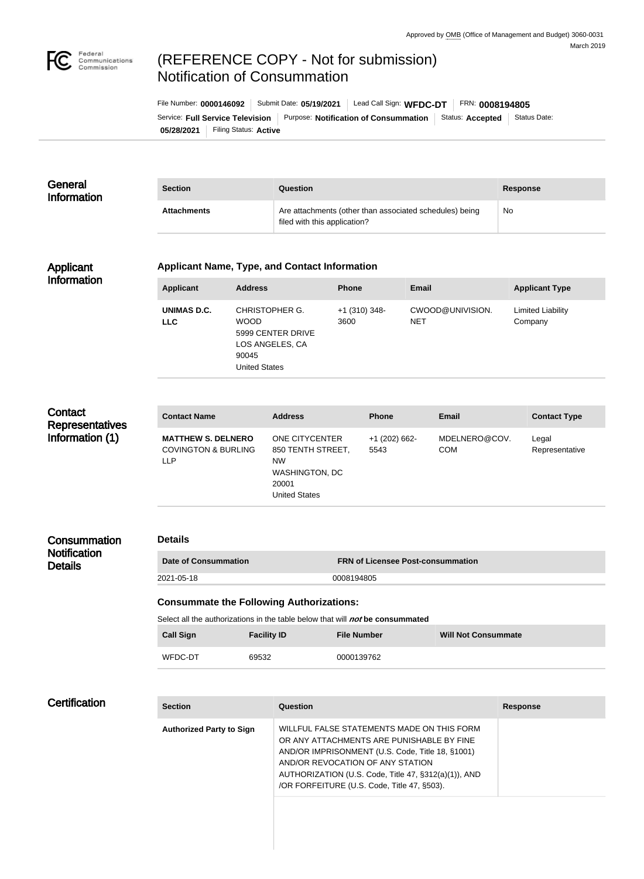Approved by OMB (Office of Management and Budget) 3060-0031
March 2019

# (REFERENCE COPY - Not for submission) Notification of Consummation

File Number: **0000146092** | Submit Date: **05/19/2021** | Lead Call Sign: **WFDC-DT** | FRN: **0008194805**
Service: **Full Service Television** | Purpose: **Notification of Consummation** | Status: **Accepted** | Status Date: **05/28/2021** | Filing Status: **Active**

## General Information

| Section | Question | Response |
| --- | --- | --- |
| **Attachments** | Are attachments (other than associated schedules) being filed with this application? | No |

## Applicant Information

### Applicant Name, Type, and Contact Information

| Applicant | Address | Phone | Email | Applicant Type |
| --- | --- | --- | --- | --- |
| **UNIMAS D.C. LLC** | CHRISTOPHER G. WOOD<br>5999 CENTER DRIVE<br>LOS ANGELES, CA 90045<br>United States | +1 (310) 348-3600 | CWOOD@UNIVISION.NET | Limited Liability Company |

## Contact Representatives Information (1)

| Contact Name | Address | Phone | Email | Contact Type |
| --- | --- | --- | --- | --- |
| **MATTHEW S. DELNERO**<br>COVINGTON & BURLING LLP | ONE CITYCENTER<br>850 TENTH STREET, NW<br>WASHINGTON, DC 20001<br>United States | +1 (202) 662-5543 | MDELNERO@COV.COM | Legal Representative |

## Consummation Notification Details

### Details

| Date of Consummation | FRN of Licensee Post-consummation |
| --- | --- |
| 2021-05-18 | 0008194805 |

### Consummate the Following Authorizations:

Select all the authorizations in the table below that will ***not*** **be consummated**

| Call Sign | Facility ID | File Number | Will Not Consummate |
| --- | --- | --- | --- |
| WFDC-DT | 69532 | 0000139762 | |

## Certification

| Section | Question | Response |
| --- | --- | --- |
| **Authorized Party to Sign** | WILLFUL FALSE STATEMENTS MADE ON THIS FORM OR ANY ATTACHMENTS ARE PUNISHABLE BY FINE AND/OR IMPRISONMENT (U.S. Code, Title 18, §1001) AND/OR REVOCATION OF ANY STATION AUTHORIZATION (U.S. Code, Title 47, §312(a)(1)), AND /OR FORFEITURE (U.S. Code, Title 47, §503). | |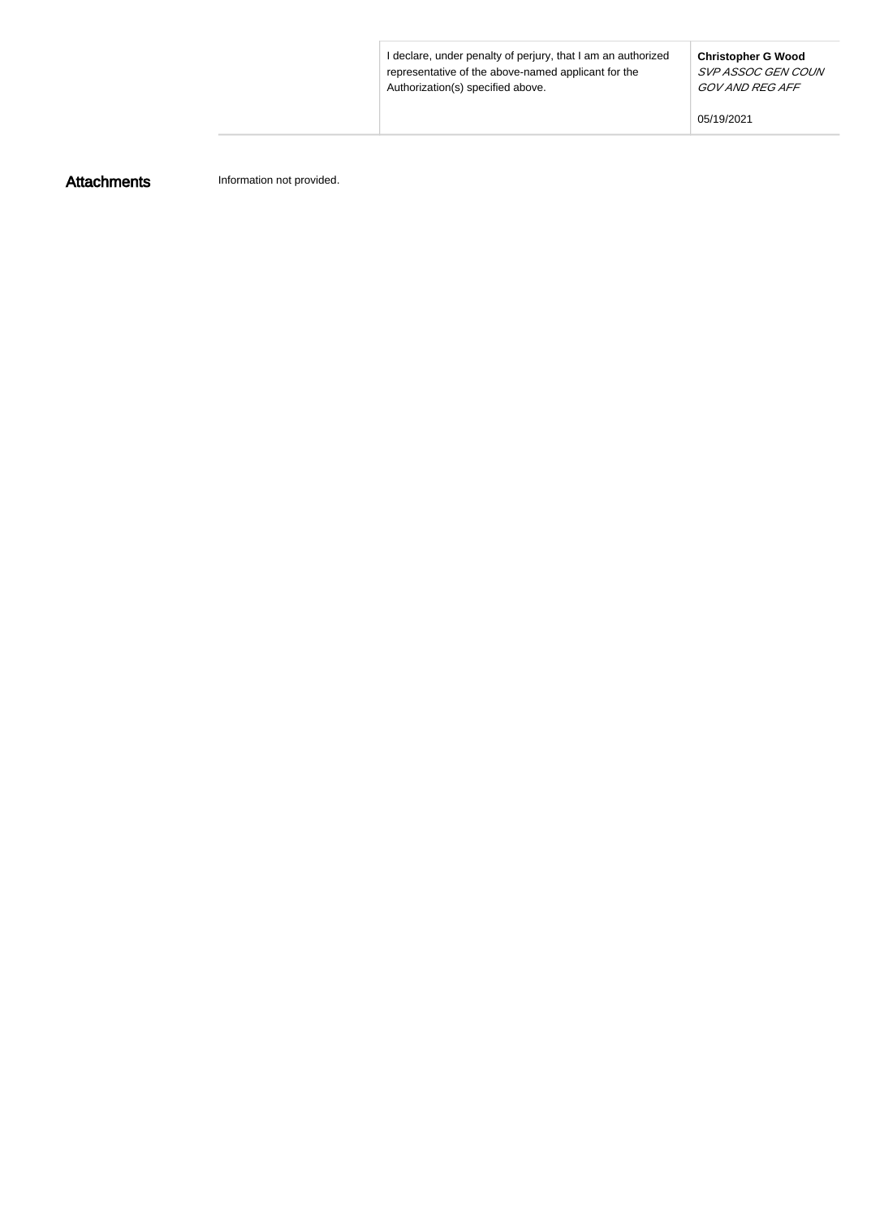| | | |
|---|---|---|
| | I declare, under penalty of perjury, that I am an authorized representative of the above-named applicant for the Authorization(s) specified above. | **Christopher G Wood**<br>*SVP ASSOC GEN COUN GOV AND REG AFF*<br><br>05/19/2021 |

## Attachments

Information not provided.